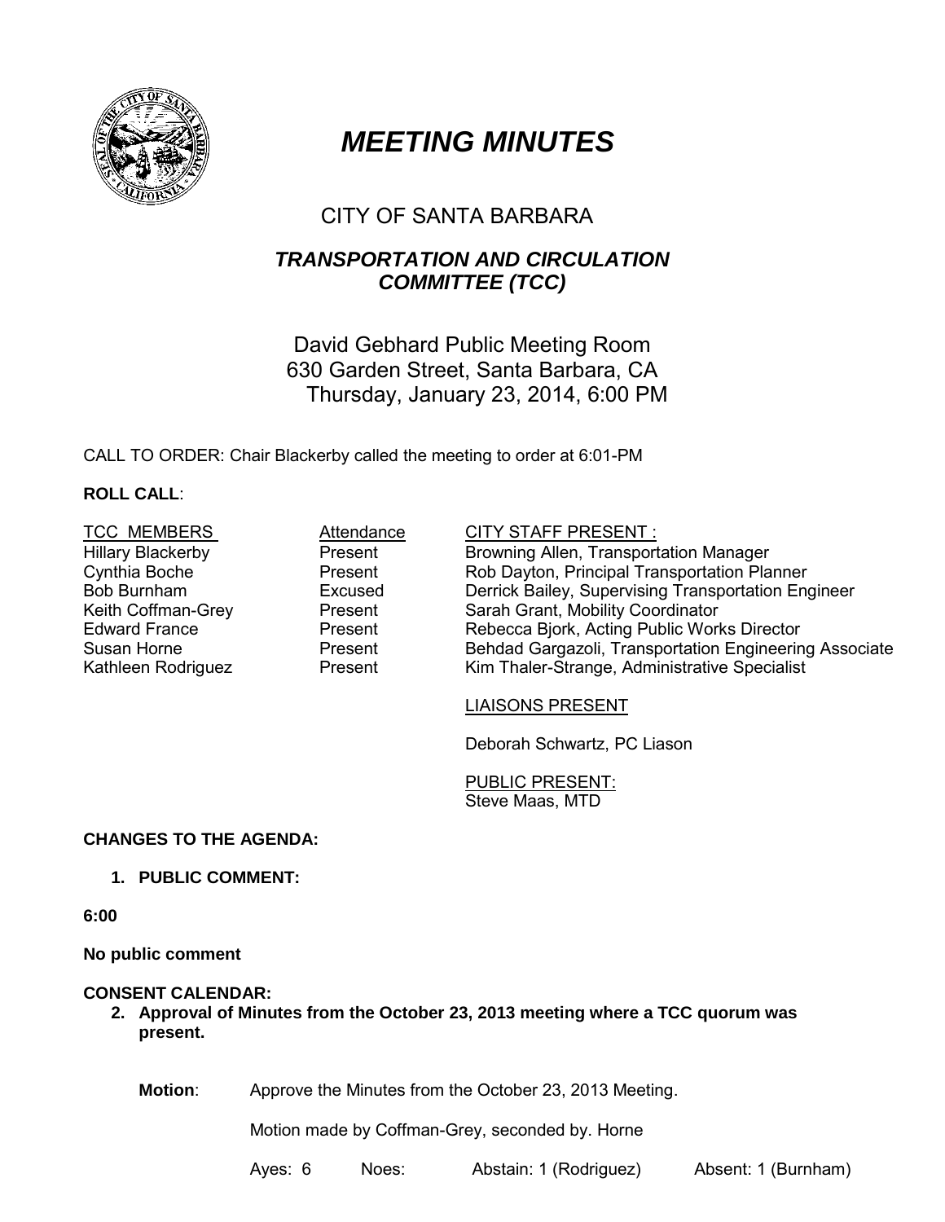# *MEETING MINUTES*

## CITY OF SANTA BARBARA

## *TRANSPORTATION AND CIRCULATION COMMITTEE (TCC)*

David Gebhard Public Meeting Room
630 Garden Street, Santa Barbara, CA
Thursday, January 23, 2014, 6:00 PM

CALL TO ORDER: Chair Blackerby called the meeting to order at 6:01-PM

**ROLL CALL**:

| TCC MEMBERS | Attendance | CITY STAFF PRESENT : |
|---|---|---|
| Hillary Blackerby | Present | Browning Allen, Transportation Manager |
| Cynthia Boche | Present | Rob Dayton, Principal Transportation Planner |
| Bob Burnham | Excused | Derrick Bailey, Supervising Transportation Engineer |
| Keith Coffman-Grey | Present | Sarah Grant, Mobility Coordinator |
| Edward France | Present | Rebecca Bjork, Acting Public Works Director |
| Susan Horne | Present | Behdad Gargazoli, Transportation Engineering Associate |
| Kathleen Rodriguez | Present | Kim Thaler-Strange, Administrative Specialist |

LIAISONS PRESENT

Deborah Schwartz, PC Liason

PUBLIC PRESENT:
Steve Maas, MTD

**CHANGES TO THE AGENDA:**

1. **PUBLIC COMMENT:**

**6:00**

**No public comment**

**CONSENT CALENDAR:**

2. **Approval of Minutes from the October 23, 2013 meeting where a TCC quorum was present.**

**Motion**: Approve the Minutes from the October 23, 2013 Meeting.

Motion made by Coffman-Grey, seconded by. Horne

Ayes: 6 Noes: Abstain: 1 (Rodriguez) Absent: 1 (Burnham)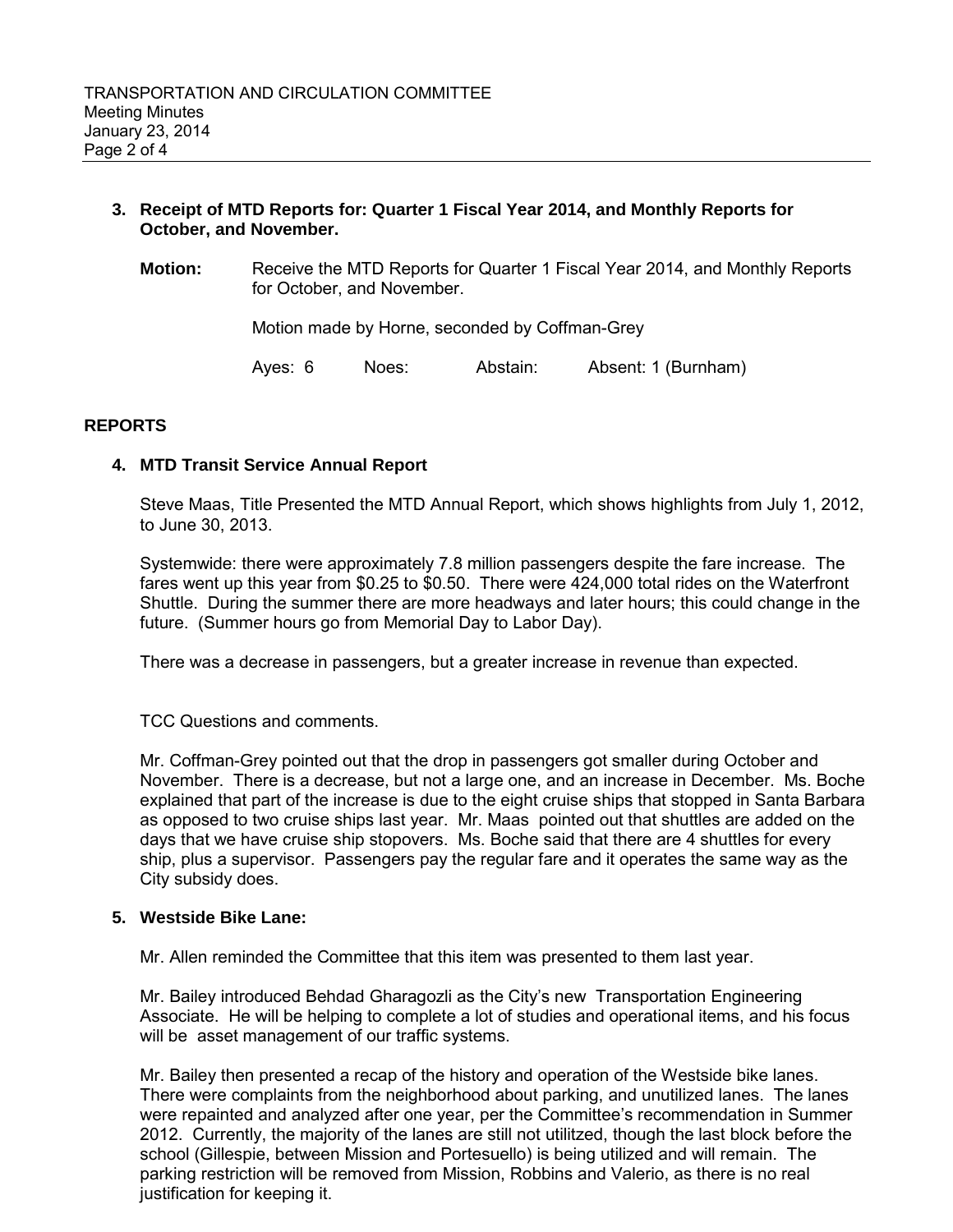**3. Receipt of MTD Reports for: Quarter 1 Fiscal Year 2014, and Monthly Reports for October, and November.**

**Motion:** Receive the MTD Reports for Quarter 1 Fiscal Year 2014, and Monthly Reports for October, and November.

Motion made by Horne, seconded by Coffman-Grey

Ayes: 6 Noes: Abstain: Absent: 1 (Burnham)

## REPORTS

**4. MTD Transit Service Annual Report**

Steve Maas, Title Presented the MTD Annual Report, which shows highlights from July 1, 2012, to June 30, 2013.

Systemwide: there were approximately 7.8 million passengers despite the fare increase. The fares went up this year from $0.25 to $0.50. There were 424,000 total rides on the Waterfront Shuttle. During the summer there are more headways and later hours; this could change in the future. (Summer hours go from Memorial Day to Labor Day).

There was a decrease in passengers, but a greater increase in revenue than expected.

TCC Questions and comments.

Mr. Coffman-Grey pointed out that the drop in passengers got smaller during October and November. There is a decrease, but not a large one, and an increase in December. Ms. Boche explained that part of the increase is due to the eight cruise ships that stopped in Santa Barbara as opposed to two cruise ships last year. Mr. Maas pointed out that shuttles are added on the days that we have cruise ship stopovers. Ms. Boche said that there are 4 shuttles for every ship, plus a supervisor. Passengers pay the regular fare and it operates the same way as the City subsidy does.

**5. Westside Bike Lane:**

Mr. Allen reminded the Committee that this item was presented to them last year.

Mr. Bailey introduced Behdad Gharagozli as the City's new Transportation Engineering Associate. He will be helping to complete a lot of studies and operational items, and his focus will be asset management of our traffic systems.

Mr. Bailey then presented a recap of the history and operation of the Westside bike lanes. There were complaints from the neighborhood about parking, and unutilized lanes. The lanes were repainted and analyzed after one year, per the Committee's recommendation in Summer 2012. Currently, the majority of the lanes are still not utilitzed, though the last block before the school (Gillespie, between Mission and Portesuello) is being utilized and will remain. The parking restriction will be removed from Mission, Robbins and Valerio, as there is no real justification for keeping it.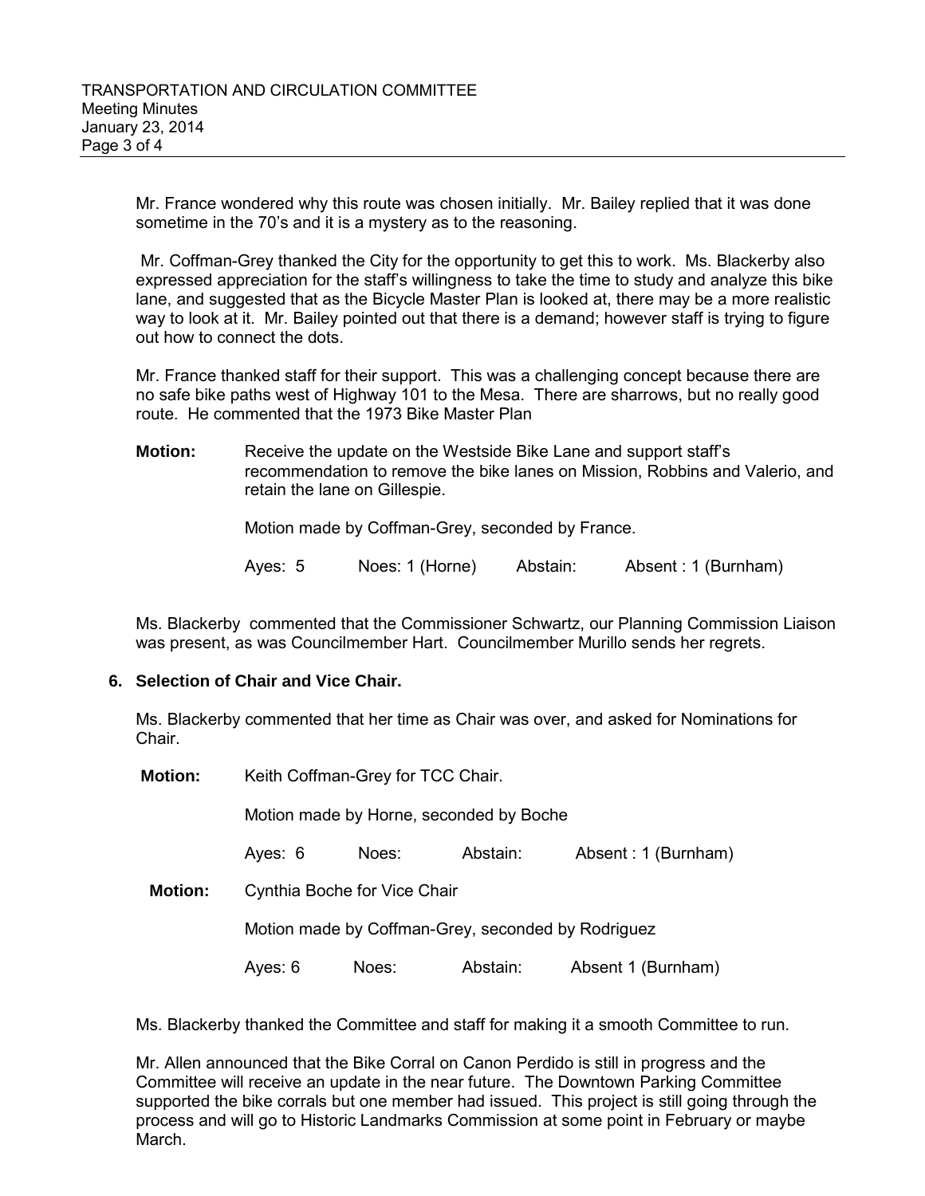Mr. France wondered why this route was chosen initially. Mr. Bailey replied that it was done sometime in the 70's and it is a mystery as to the reasoning.

Mr. Coffman-Grey thanked the City for the opportunity to get this to work. Ms. Blackerby also expressed appreciation for the staff's willingness to take the time to study and analyze this bike lane, and suggested that as the Bicycle Master Plan is looked at, there may be a more realistic way to look at it. Mr. Bailey pointed out that there is a demand; however staff is trying to figure out how to connect the dots.

Mr. France thanked staff for their support. This was a challenging concept because there are no safe bike paths west of Highway 101 to the Mesa. There are sharrows, but no really good route. He commented that the 1973 Bike Master Plan

**Motion:** Receive the update on the Westside Bike Lane and support staff's recommendation to remove the bike lanes on Mission, Robbins and Valerio, and retain the lane on Gillespie.

Motion made by Coffman-Grey, seconded by France.

Ayes: 5 Noes: 1 (Horne) Abstain: Absent : 1 (Burnham)

Ms. Blackerby commented that the Commissioner Schwartz, our Planning Commission Liaison was present, as was Councilmember Hart. Councilmember Murillo sends her regrets.

**6. Selection of Chair and Vice Chair.**

Ms. Blackerby commented that her time as Chair was over, and asked for Nominations for Chair.

**Motion:** Keith Coffman-Grey for TCC Chair.

Motion made by Horne, seconded by Boche

Ayes: 6 Noes: Abstain: Absent : 1 (Burnham)

**Motion:** Cynthia Boche for Vice Chair

Motion made by Coffman-Grey, seconded by Rodriguez

Ayes: 6 Noes: Abstain: Absent 1 (Burnham)

Ms. Blackerby thanked the Committee and staff for making it a smooth Committee to run.

Mr. Allen announced that the Bike Corral on Canon Perdido is still in progress and the Committee will receive an update in the near future. The Downtown Parking Committee supported the bike corrals but one member had issued. This project is still going through the process and will go to Historic Landmarks Commission at some point in February or maybe March.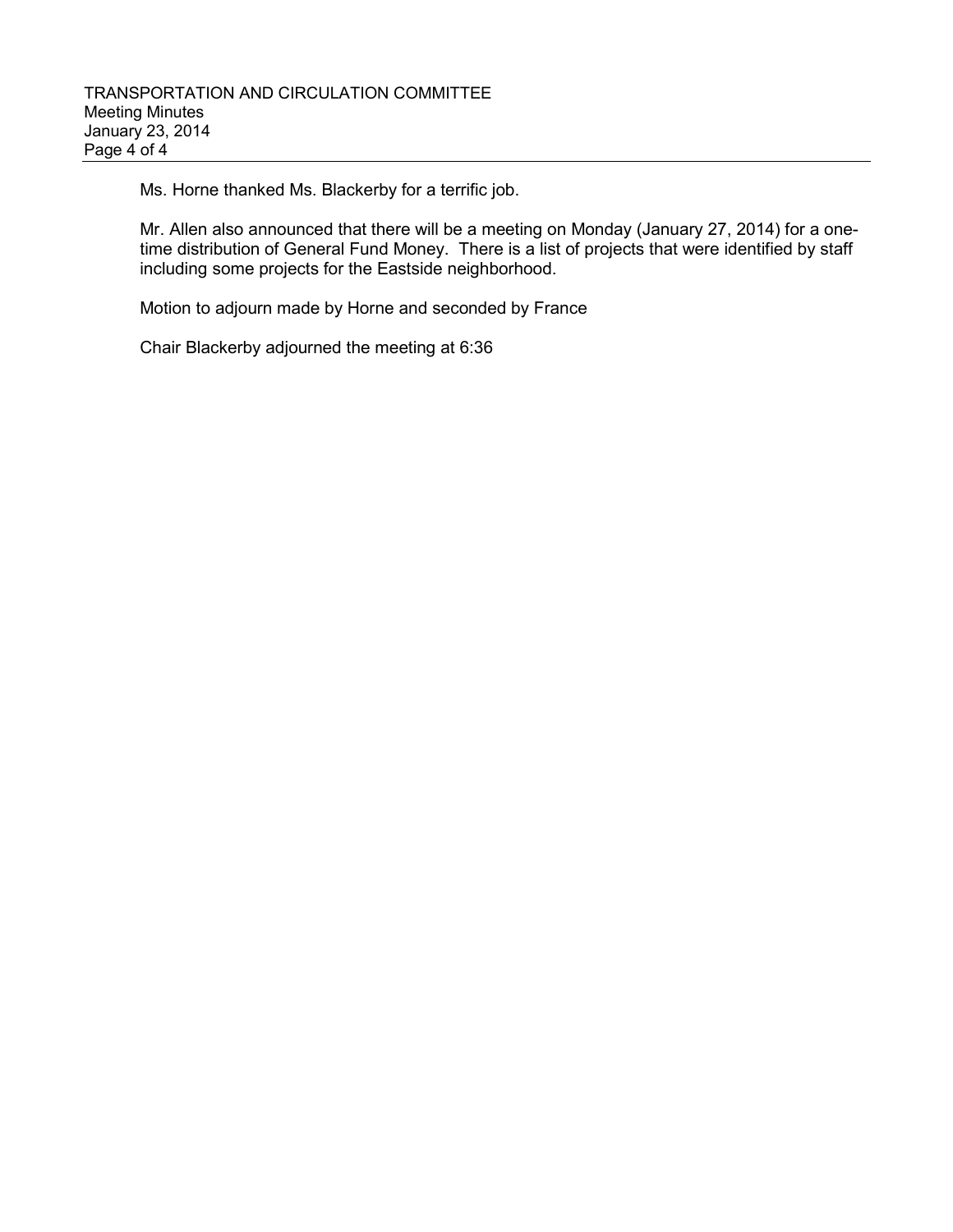Ms. Horne thanked Ms. Blackerby for a terrific job.

Mr. Allen also announced that there will be a meeting on Monday (January 27, 2014) for a one-time distribution of General Fund Money. There is a list of projects that were identified by staff including some projects for the Eastside neighborhood.

Motion to adjourn made by Horne and seconded by France

Chair Blackerby adjourned the meeting at 6:36